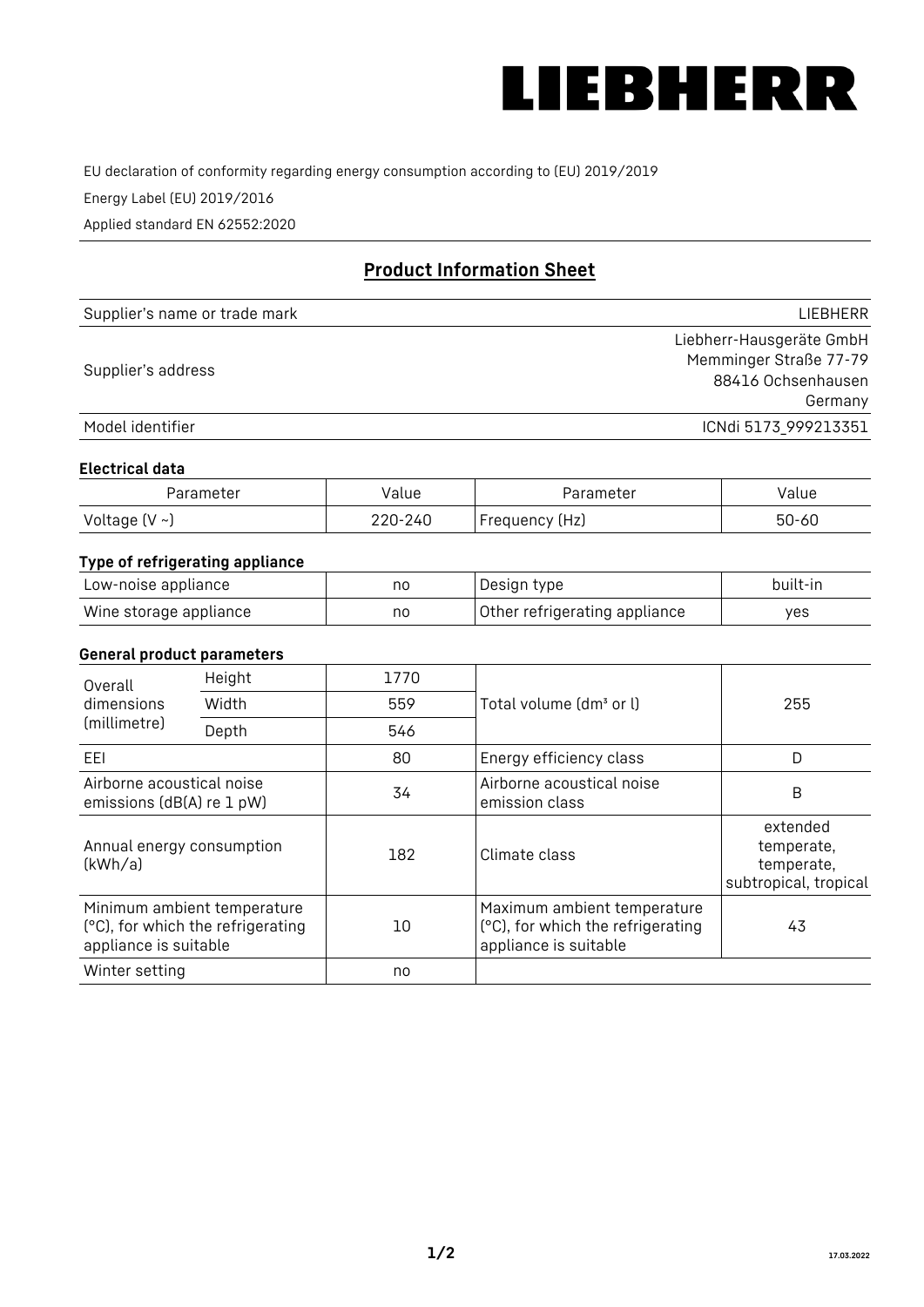LIEBHERR

EU declaration of conformity regarding energy consumption according to (EU) 2019/2019

Energy Label (EU) 2019/2016

Applied standard EN 62552:2020

## Product Information Sheet

| | |
|---|---|
| Supplier's name or trade mark | LIEBHERR |
| Supplier's address | Liebherr-Hausgeräte GmbH<br>Memminger Straße 77-79<br>88416 Ochsenhausen<br>Germany |
| Model identifier | ICNdi 5173_999213351 |

### Electrical data

| Parameter | Value | Parameter | Value |
|---|---|---|---|
| Voltage (V ~) | 220-240 | Frequency (Hz) | 50-60 |

### Type of refrigerating appliance

| | | | |
|---|---|---|---|
| Low-noise appliance | no | Design type | built-in |
| Wine storage appliance | no | Other refrigerating appliance | yes |

### General product parameters

| | | | | |
|---|---|---|---|---|
| Overall dimensions (millimetre) | Height | 1770 | Total volume (dm³ or l) | 255 |
| | Width | 559 | | |
| | Depth | 546 | | |
| EEI | | 80 | Energy efficiency class | D |
| Airborne acoustical noise emissions (dB(A) re 1 pW) | | 34 | Airborne acoustical noise emission class | B |
| Annual energy consumption (kWh/a) | | 182 | Climate class | extended temperate, temperate, subtropical, tropical |
| Minimum ambient temperature (°C), for which the refrigerating appliance is suitable | | 10 | Maximum ambient temperature (°C), for which the refrigerating appliance is suitable | 43 |
| Winter setting | | no | | |

17.03.2022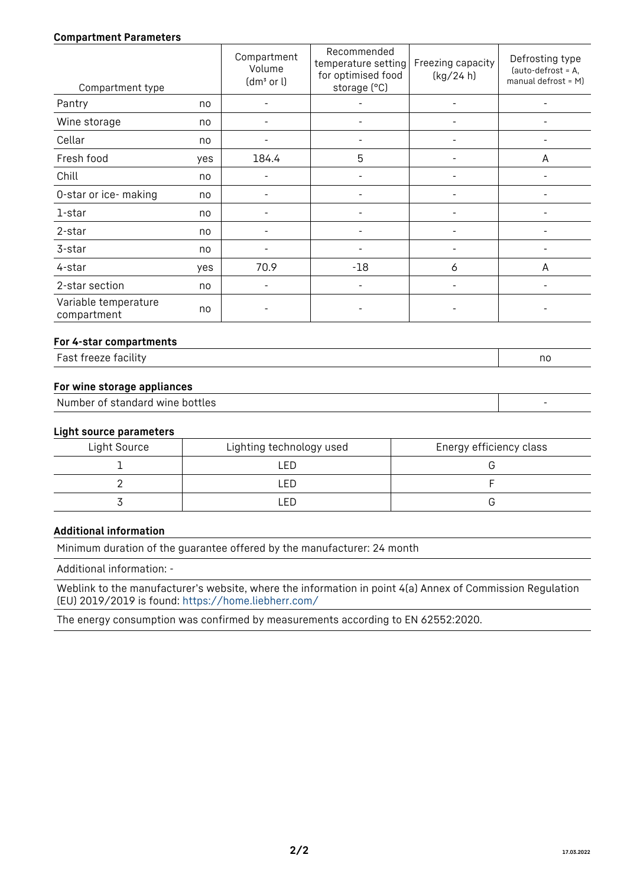**Compartment Parameters**

| Compartment type | | Compartment Volume (dm³ or l) | Recommended temperature setting for optimised food storage (°C) | Freezing capacity (kg/24 h) | Defrosting type (auto-defrost = A, manual defrost = M) |
|---|---|---|---|---|---|
| Pantry | no | - | - | - | - |
| Wine storage | no | - | - | - | - |
| Cellar | no | - | - | - | - |
| Fresh food | yes | 184.4 | 5 | - | A |
| Chill | no | - | - | - | - |
| 0-star or ice- making | no | - | - | - | - |
| 1-star | no | - | - | - | - |
| 2-star | no | - | - | - | - |
| 3-star | no | - | - | - | - |
| 4-star | yes | 70.9 | -18 | 6 | A |
| 2-star section | no | - | - | - | - |
| Variable temperature compartment | no | - | - | - | - |

**For 4-star compartments**

| | |
|---|---|
| Fast freeze facility | no |

**For wine storage appliances**

| | |
|---|---|
| Number of standard wine bottles | - |

**Light source parameters**

| Light Source | Lighting technology used | Energy efficiency class |
|---|---|---|
| 1 | LED | G |
| 2 | LED | F |
| 3 | LED | G |

**Additional information**

Minimum duration of the guarantee offered by the manufacturer: 24 month

Additional information: -

Weblink to the manufacturer's website, where the information in point 4(a) Annex of Commission Regulation (EU) 2019/2019 is found: https://home.liebherr.com/

The energy consumption was confirmed by measurements according to EN 62552:2020.

17.03.2022